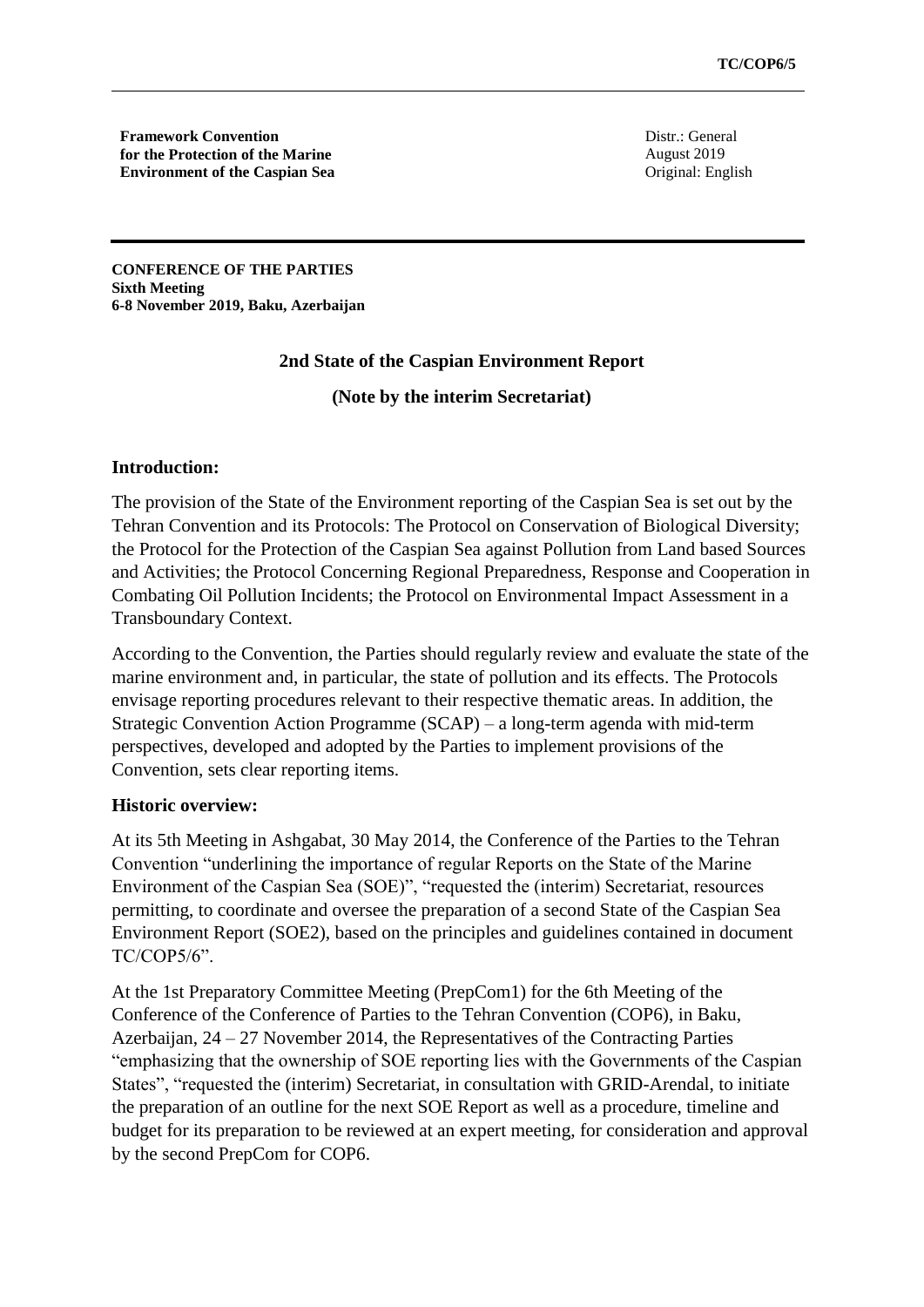**Framework Convention for the Protection of the Marine Environment of the Caspian Sea**

Distr.: General
August 2019
Original: English

**CONFERENCE OF THE PARTIES**
**Sixth Meeting**
**6-8 November 2019, Baku, Azerbaijan**

## 2nd State of the Caspian Environment Report

**(Note by the interim Secretariat)**

### Introduction:

The provision of the State of the Environment reporting of the Caspian Sea is set out by the Tehran Convention and its Protocols: The Protocol on Conservation of Biological Diversity; the Protocol for the Protection of the Caspian Sea against Pollution from Land based Sources and Activities; the Protocol Concerning Regional Preparedness, Response and Cooperation in Combating Oil Pollution Incidents; the Protocol on Environmental Impact Assessment in a Transboundary Context.

According to the Convention, the Parties should regularly review and evaluate the state of the marine environment and, in particular, the state of pollution and its effects. The Protocols envisage reporting procedures relevant to their respective thematic areas. In addition, the Strategic Convention Action Programme (SCAP) – a long-term agenda with mid-term perspectives, developed and adopted by the Parties to implement provisions of the Convention, sets clear reporting items.

### Historic overview:

At its 5th Meeting in Ashgabat, 30 May 2014, the Conference of the Parties to the Tehran Convention "underlining the importance of regular Reports on the State of the Marine Environment of the Caspian Sea (SOE)", "requested the (interim) Secretariat, resources permitting, to coordinate and oversee the preparation of a second State of the Caspian Sea Environment Report (SOE2), based on the principles and guidelines contained in document TC/COP5/6".

At the 1st Preparatory Committee Meeting (PrepCom1) for the 6th Meeting of the Conference of the Conference of Parties to the Tehran Convention (COP6), in Baku, Azerbaijan, 24 – 27 November 2014, the Representatives of the Contracting Parties "emphasizing that the ownership of SOE reporting lies with the Governments of the Caspian States", "requested the (interim) Secretariat, in consultation with GRID-Arendal, to initiate the preparation of an outline for the next SOE Report as well as a procedure, timeline and budget for its preparation to be reviewed at an expert meeting, for consideration and approval by the second PrepCom for COP6.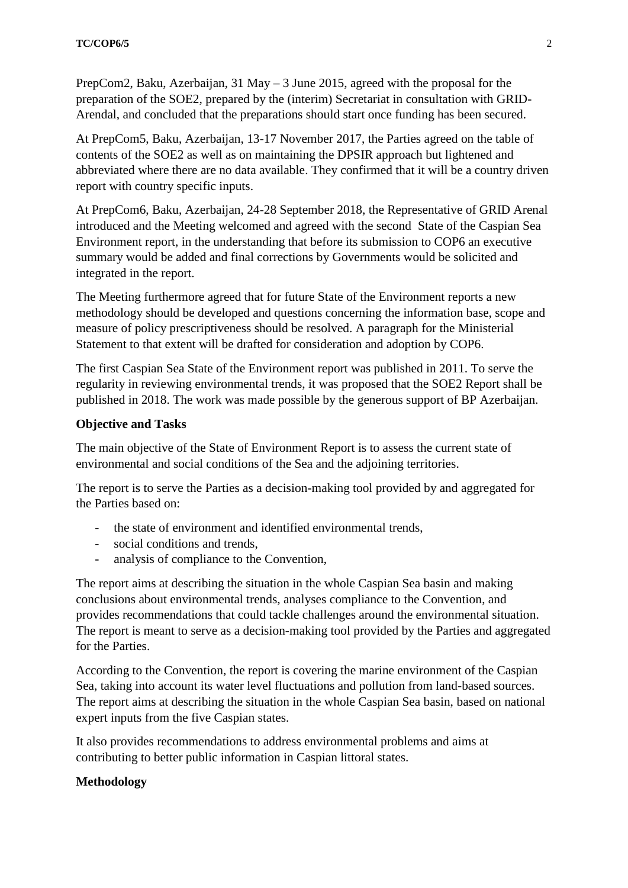PrepCom2, Baku, Azerbaijan, 31 May – 3 June 2015, agreed with the proposal for the preparation of the SOE2, prepared by the (interim) Secretariat in consultation with GRID-Arendal, and concluded that the preparations should start once funding has been secured.

At PrepCom5, Baku, Azerbaijan, 13-17 November 2017, the Parties agreed on the table of contents of the SOE2 as well as on maintaining the DPSIR approach but lightened and abbreviated where there are no data available. They confirmed that it will be a country driven report with country specific inputs.

At PrepCom6, Baku, Azerbaijan, 24-28 September 2018, the Representative of GRID Arenal introduced and the Meeting welcomed and agreed with the second State of the Caspian Sea Environment report, in the understanding that before its submission to COP6 an executive summary would be added and final corrections by Governments would be solicited and integrated in the report.

The Meeting furthermore agreed that for future State of the Environment reports a new methodology should be developed and questions concerning the information base, scope and measure of policy prescriptiveness should be resolved. A paragraph for the Ministerial Statement to that extent will be drafted for consideration and adoption by COP6.

The first Caspian Sea State of the Environment report was published in 2011. To serve the regularity in reviewing environmental trends, it was proposed that the SOE2 Report shall be published in 2018. The work was made possible by the generous support of BP Azerbaijan.

**Objective and Tasks**

The main objective of the State of Environment Report is to assess the current state of environmental and social conditions of the Sea and the adjoining territories.

The report is to serve the Parties as a decision-making tool provided by and aggregated for the Parties based on:

- the state of environment and identified environmental trends,
- social conditions and trends,
- analysis of compliance to the Convention,

The report aims at describing the situation in the whole Caspian Sea basin and making conclusions about environmental trends, analyses compliance to the Convention, and provides recommendations that could tackle challenges around the environmental situation. The report is meant to serve as a decision-making tool provided by the Parties and aggregated for the Parties.

According to the Convention, the report is covering the marine environment of the Caspian Sea, taking into account its water level fluctuations and pollution from land-based sources. The report aims at describing the situation in the whole Caspian Sea basin, based on national expert inputs from the five Caspian states.

It also provides recommendations to address environmental problems and aims at contributing to better public information in Caspian littoral states.

**Methodology**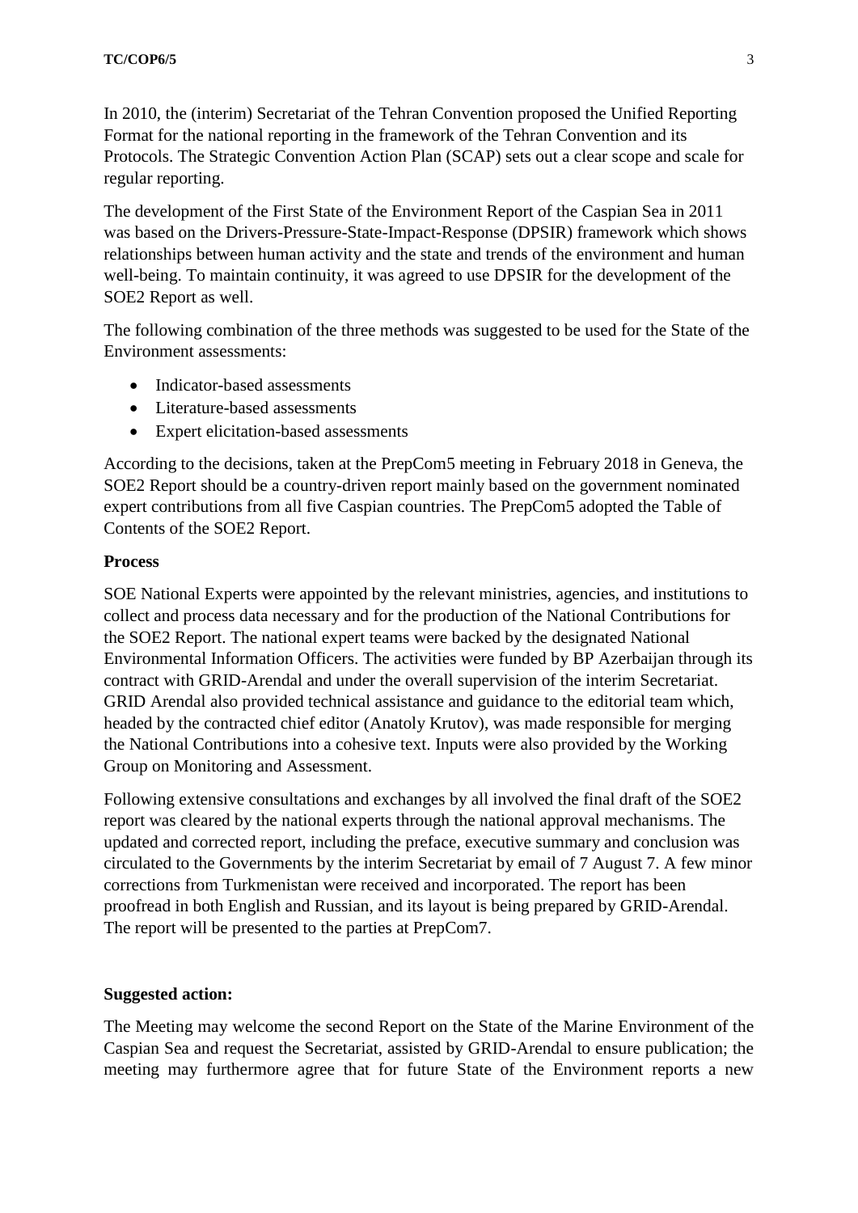In 2010, the (interim) Secretariat of the Tehran Convention proposed the Unified Reporting Format for the national reporting in the framework of the Tehran Convention and its Protocols. The Strategic Convention Action Plan (SCAP) sets out a clear scope and scale for regular reporting.

The development of the First State of the Environment Report of the Caspian Sea in 2011 was based on the Drivers-Pressure-State-Impact-Response (DPSIR) framework which shows relationships between human activity and the state and trends of the environment and human well-being. To maintain continuity, it was agreed to use DPSIR for the development of the SOE2 Report as well.

The following combination of the three methods was suggested to be used for the State of the Environment assessments:

- Indicator-based assessments
- Literature-based assessments
- Expert elicitation-based assessments

According to the decisions, taken at the PrepCom5 meeting in February 2018 in Geneva, the SOE2 Report should be a country-driven report mainly based on the government nominated expert contributions from all five Caspian countries. The PrepCom5 adopted the Table of Contents of the SOE2 Report.

**Process**

SOE National Experts were appointed by the relevant ministries, agencies, and institutions to collect and process data necessary and for the production of the National Contributions for the SOE2 Report. The national expert teams were backed by the designated National Environmental Information Officers. The activities were funded by BP Azerbaijan through its contract with GRID-Arendal and under the overall supervision of the interim Secretariat. GRID Arendal also provided technical assistance and guidance to the editorial team which, headed by the contracted chief editor (Anatoly Krutov), was made responsible for merging the National Contributions into a cohesive text. Inputs were also provided by the Working Group on Monitoring and Assessment.

Following extensive consultations and exchanges by all involved the final draft of the SOE2 report was cleared by the national experts through the national approval mechanisms. The updated and corrected report, including the preface, executive summary and conclusion was circulated to the Governments by the interim Secretariat by email of 7 August 7. A few minor corrections from Turkmenistan were received and incorporated. The report has been proofread in both English and Russian, and its layout is being prepared by GRID-Arendal. The report will be presented to the parties at PrepCom7.

**Suggested action:**

The Meeting may welcome the second Report on the State of the Marine Environment of the Caspian Sea and request the Secretariat, assisted by GRID-Arendal to ensure publication; the meeting may furthermore agree that for future State of the Environment reports a new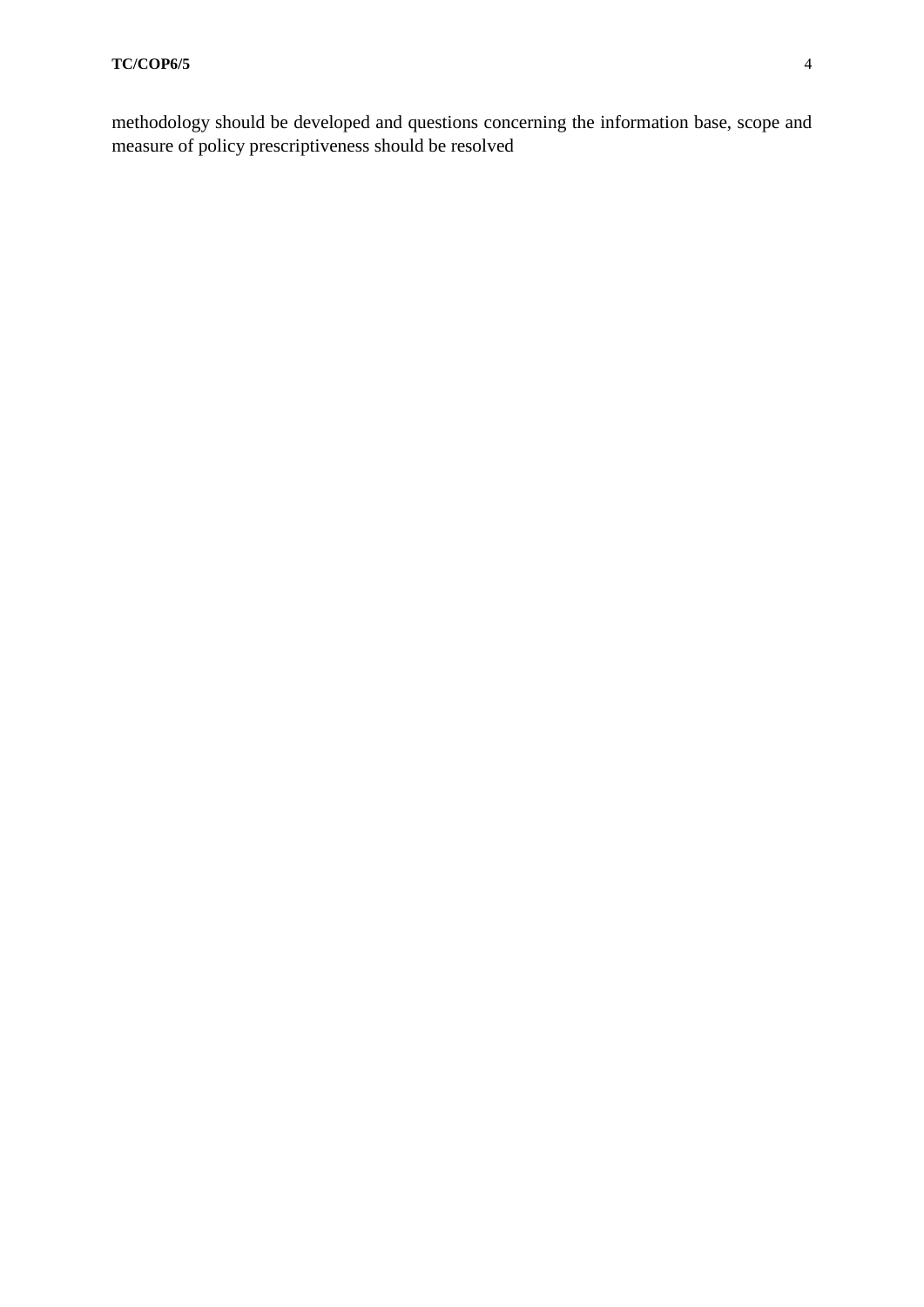methodology should be developed and questions concerning the information base, scope and measure of policy prescriptiveness should be resolved